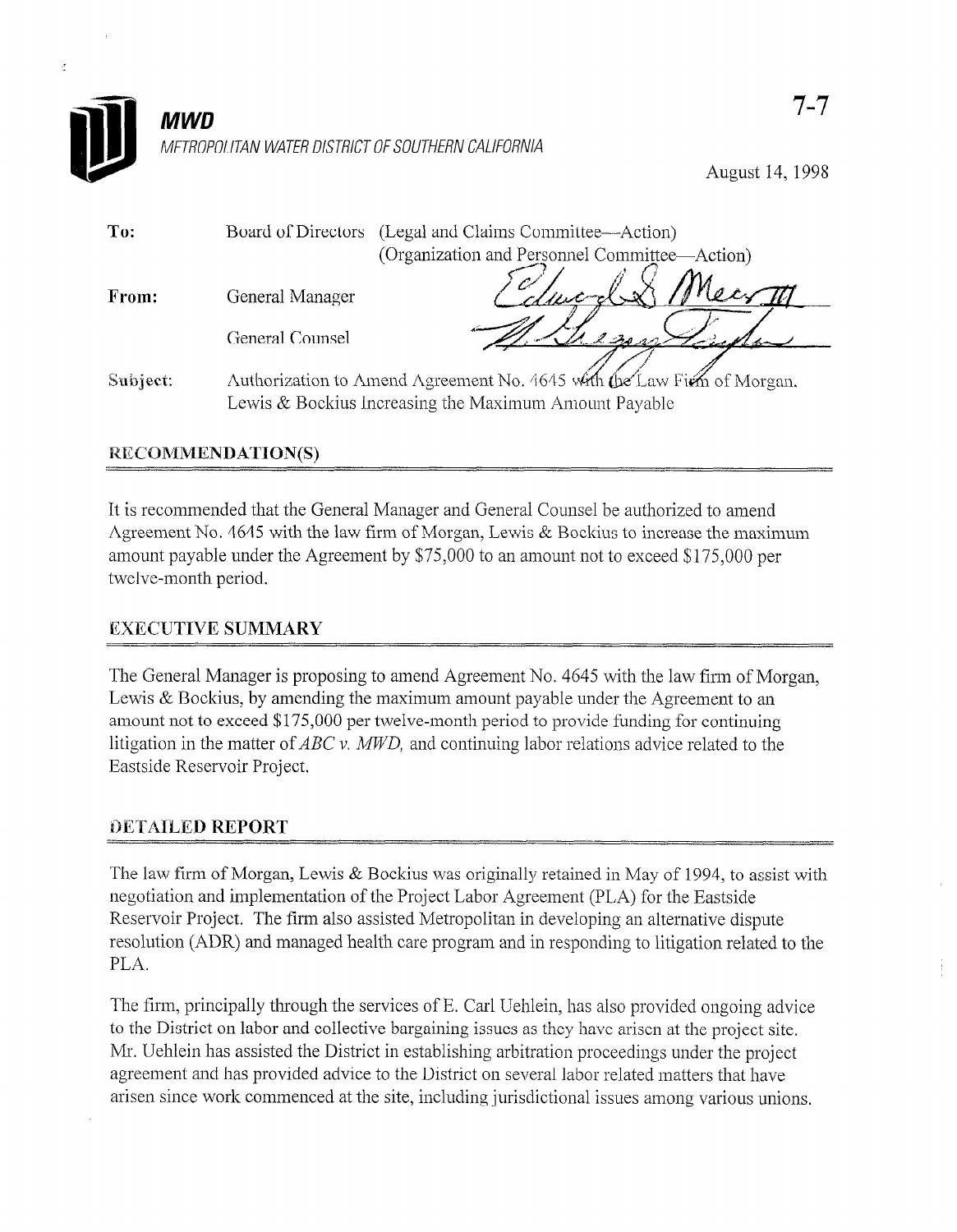**MWD**

METROPOLITAN WATER DISTRICT OF SOUTHERN CALIFORNIA

7-7

August 14, 1998

**To:** Board of Directors (Legal and Claims Committee—Action) (Organization and Personnel Committee—Action)

**From:** General Manager

General Counsel

**Subject:** Authorization to Amend Agreement No. 4645 with the Law Firm of Morgan, Lewis & Bockius Increasing the Maximum Amount Payable

## RECOMMENDATION(S)

It is recommended that the General Manager and General Counsel be authorized to amend Agreement No. 4645 with the law firm of Morgan, Lewis & Bockius to increase the maximum amount payable under the Agreement by $75,000 to an amount not to exceed $175,000 per twelve-month period.

## EXECUTIVE SUMMARY

The General Manager is proposing to amend Agreement No. 4645 with the law firm of Morgan, Lewis & Bockius, by amending the maximum amount payable under the Agreement to an amount not to exceed $175,000 per twelve-month period to provide funding for continuing litigation in the matter of *ABC v. MWD,* and continuing labor relations advice related to the Eastside Reservoir Project.

## DETAILED REPORT

The law firm of Morgan, Lewis & Bockius was originally retained in May of 1994, to assist with negotiation and implementation of the Project Labor Agreement (PLA) for the Eastside Reservoir Project. The firm also assisted Metropolitan in developing an alternative dispute resolution (ADR) and managed health care program and in responding to litigation related to the PLA.

The firm, principally through the services of E. Carl Uehlein, has also provided ongoing advice to the District on labor and collective bargaining issues as they have arisen at the project site. Mr. Uehlein has assisted the District in establishing arbitration proceedings under the project agreement and has provided advice to the District on several labor related matters that have arisen since work commenced at the site, including jurisdictional issues among various unions.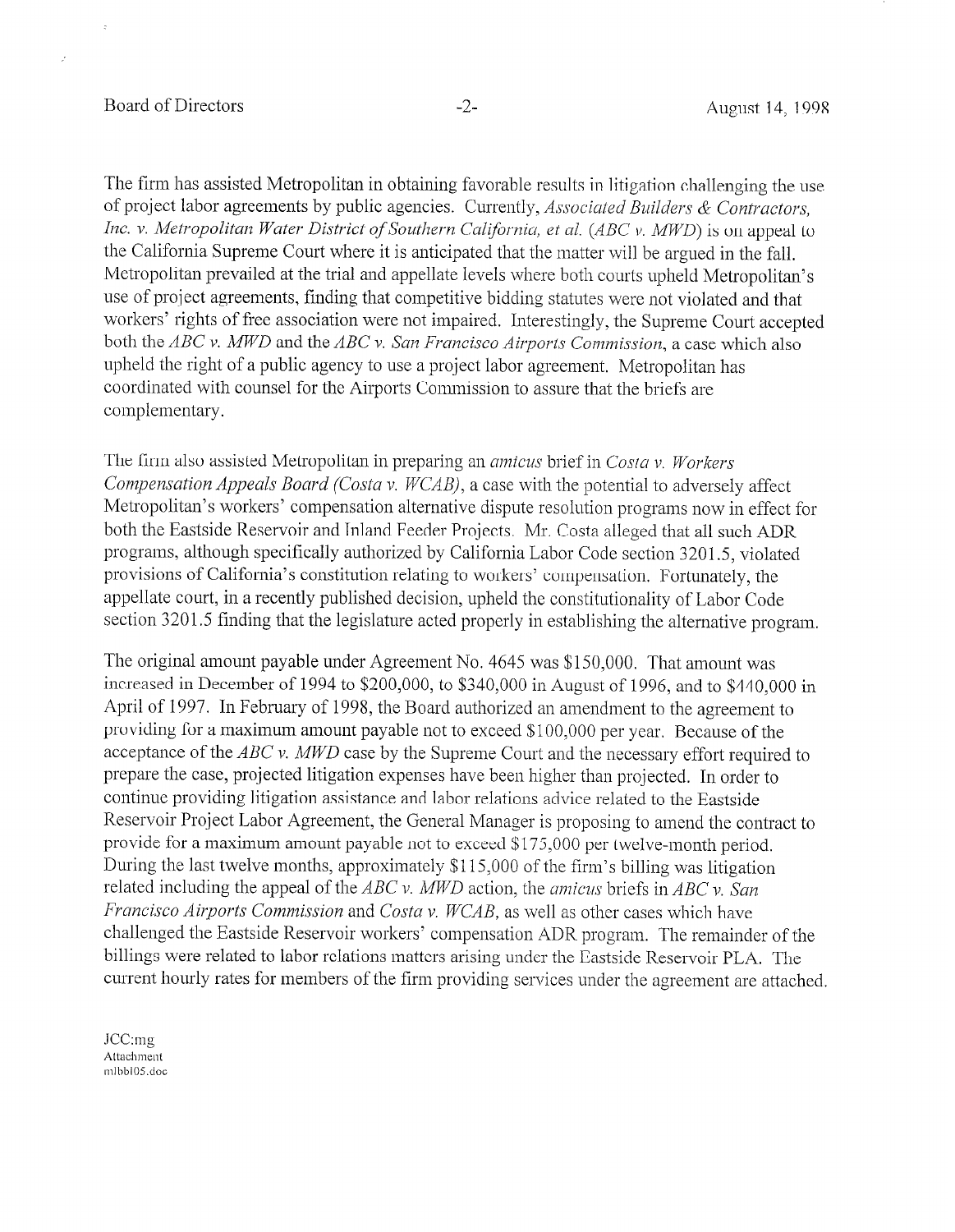The firm has assisted Metropolitan in obtaining favorable results in litigation challenging the use of project labor agreements by public agencies. Currently, *Associated Builders & Contractors, Inc. v. Metropolitan Water District of Southern California, et al.* (*ABC v. MWD*) is on appeal to the California Supreme Court where it is anticipated that the matter will be argued in the fall. Metropolitan prevailed at the trial and appellate levels where both courts upheld Metropolitan's use of project agreements, finding that competitive bidding statutes were not violated and that workers' rights of free association were not impaired. Interestingly, the Supreme Court accepted both the *ABC v. MWD* and the *ABC v. San Francisco Airports Commission*, a case which also upheld the right of a public agency to use a project labor agreement. Metropolitan has coordinated with counsel for the Airports Commission to assure that the briefs are complementary.

The firm also assisted Metropolitan in preparing an *amicus* brief in *Costa v. Workers Compensation Appeals Board (Costa v. WCAB)*, a case with the potential to adversely affect Metropolitan's workers' compensation alternative dispute resolution programs now in effect for both the Eastside Reservoir and Inland Feeder Projects. Mr. Costa alleged that all such ADR programs, although specifically authorized by California Labor Code section 3201.5, violated provisions of California's constitution relating to workers' compensation. Fortunately, the appellate court, in a recently published decision, upheld the constitutionality of Labor Code section 3201.5 finding that the legislature acted properly in establishing the alternative program.

The original amount payable under Agreement No. 4645 was $150,000. That amount was increased in December of 1994 to $200,000, to $340,000 in August of 1996, and to $440,000 in April of 1997. In February of 1998, the Board authorized an amendment to the agreement to providing for a maximum amount payable not to exceed $100,000 per year. Because of the acceptance of the *ABC v. MWD* case by the Supreme Court and the necessary effort required to prepare the case, projected litigation expenses have been higher than projected. In order to continue providing litigation assistance and labor relations advice related to the Eastside Reservoir Project Labor Agreement, the General Manager is proposing to amend the contract to provide for a maximum amount payable not to exceed $175,000 per twelve-month period. During the last twelve months, approximately $115,000 of the firm's billing was litigation related including the appeal of the *ABC v. MWD* action, the *amicus* briefs in *ABC v. San Francisco Airports Commission* and *Costa v. WCAB*, as well as other cases which have challenged the Eastside Reservoir workers' compensation ADR program. The remainder of the billings were related to labor relations matters arising under the Eastside Reservoir PLA. The current hourly rates for members of the firm providing services under the agreement are attached.

JCC:mg
Attachment
mlbbl05.doc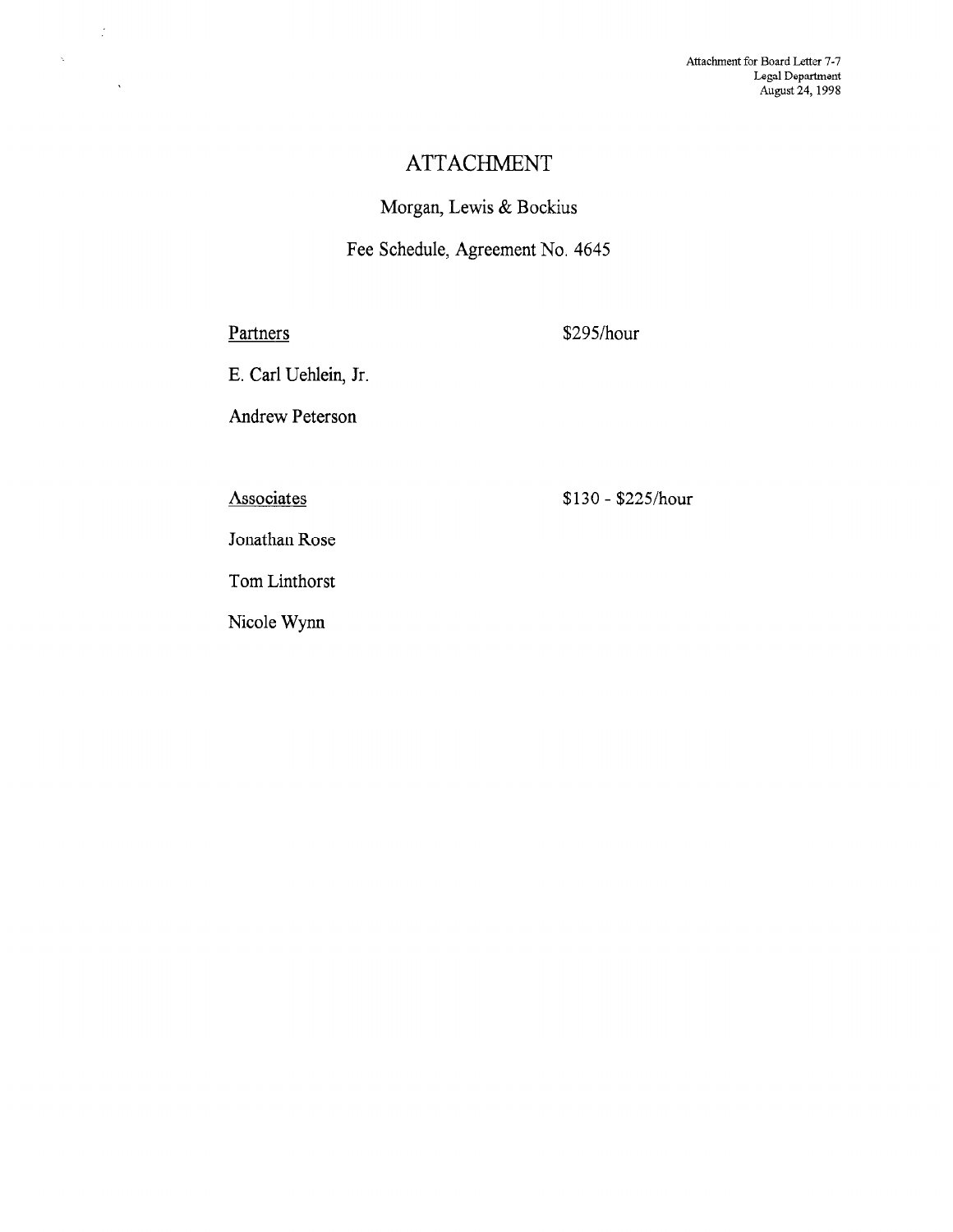Attachment for Board Letter 7-7
Legal Department
August 24, 1998

# ATTACHMENT

## Morgan, Lewis & Bockius

## Fee Schedule, Agreement No. 4645

<u>Partners</u> $295/hour

E. Carl Uehlein, Jr.

Andrew Peterson

<u>Associates</u> $130 - $225/hour

Jonathan Rose

Tom Linthorst

Nicole Wynn